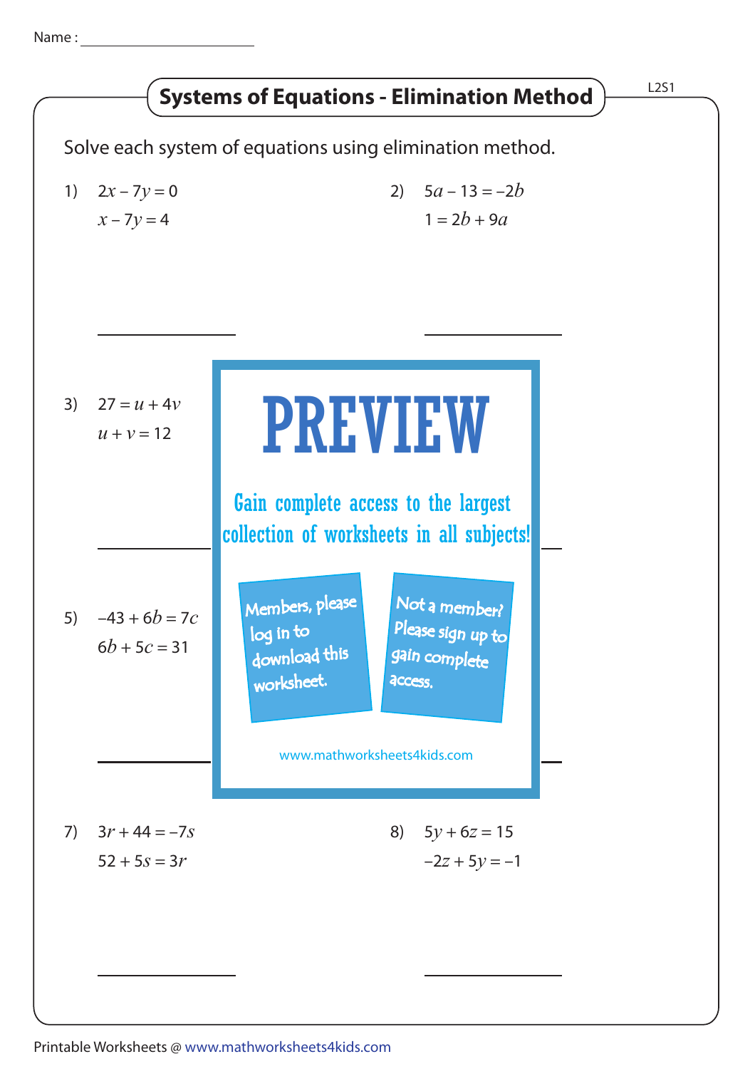Name : ____________________

# Systems of Equations - Elimination Method

L2S1

Solve each system of equations using elimination method.

1) $2x - 7y = 0$
   $x - 7y = 4$

   ____________

2) $5a - 13 = -2b$
   $1 = 2b + 9a$

   ____________

3) $27 = u + 4v$
   $u + v = 12$

   ____________

5) $-43 + 6b = 7c$
   $6b + 5c = 31$

   ____________

**PREVIEW**

Gain complete access to the largest collection of worksheets in all subjects!

Members, please log in to download this worksheet.

Not a member? Please sign up to gain complete access.

www.mathworksheets4kids.com

7) $3r + 44 = -7s$
   $52 + 5s = 3r$

   ____________

8) $5y + 6z = 15$
   $-2z + 5y = -1$

   ____________

Printable Worksheets @ www.mathworksheets4kids.com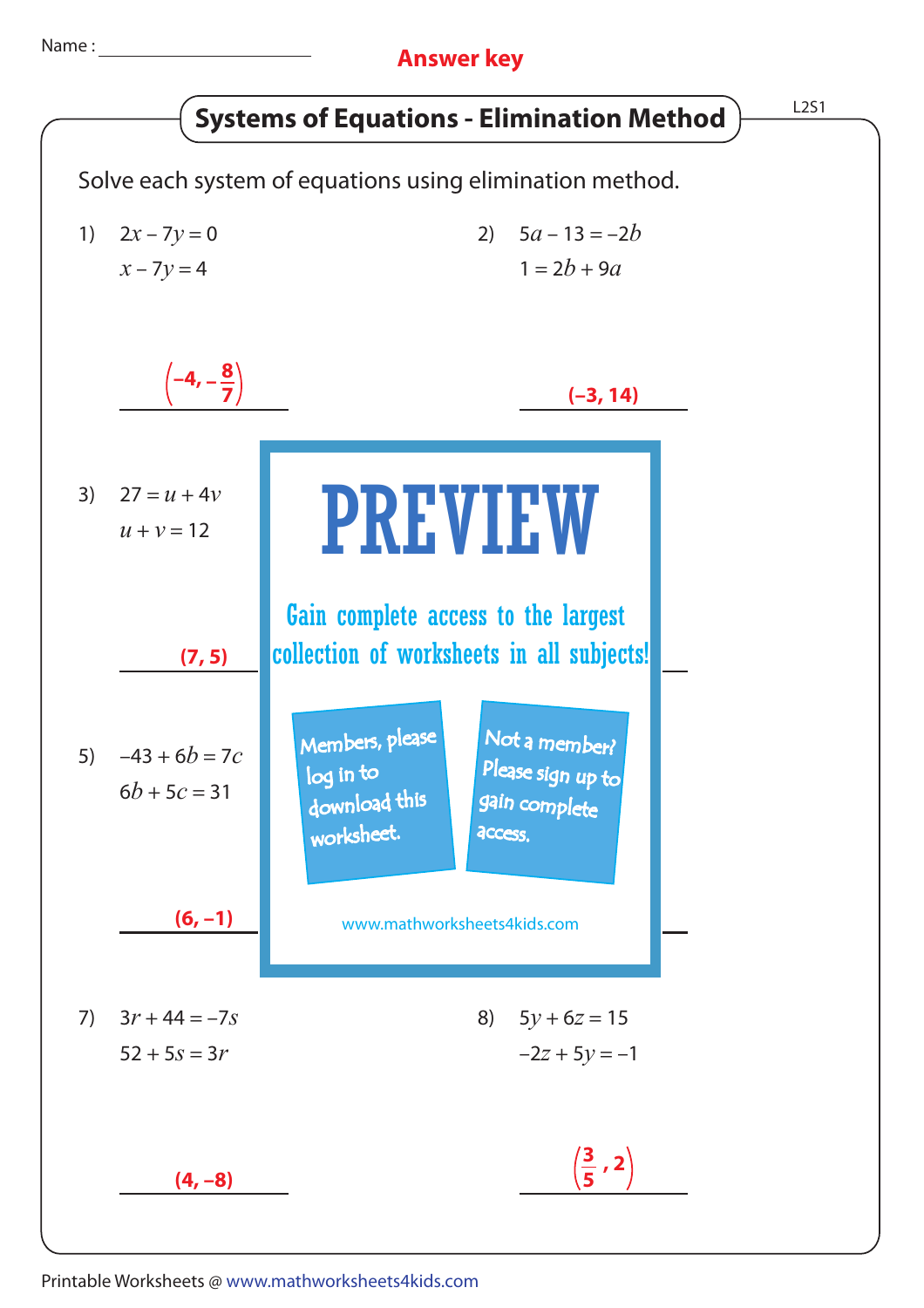Name : ____________________

**Answer key**

## Systems of Equations - Elimination Method

L2S1

Solve each system of equations using elimination method.

1) $2x - 7y = 0$

$x - 7y = 4$

$\left(-4, -\frac{8}{7}\right)$

2) $5a - 13 = -2b$

$1 = 2b + 9a$

$(-3, 14)$

3) $27 = u + 4v$

$u + v = 12$

$(7, 5)$

5) $-43 + 6b = 7c$

$6b + 5c = 31$

$(6, -1)$

PREVIEW

Gain complete access to the largest collection of worksheets in all subjects!

Members, please log in to download this worksheet.

Not a member? Please sign up to gain complete access.

www.mathworksheets4kids.com

7) $3r + 44 = -7s$

$52 + 5s = 3r$

$(4, -8)$

8) $5y + 6z = 15$

$-2z + 5y = -1$

$\left(\frac{3}{5}, 2\right)$

Printable Worksheets @ www.mathworksheets4kids.com